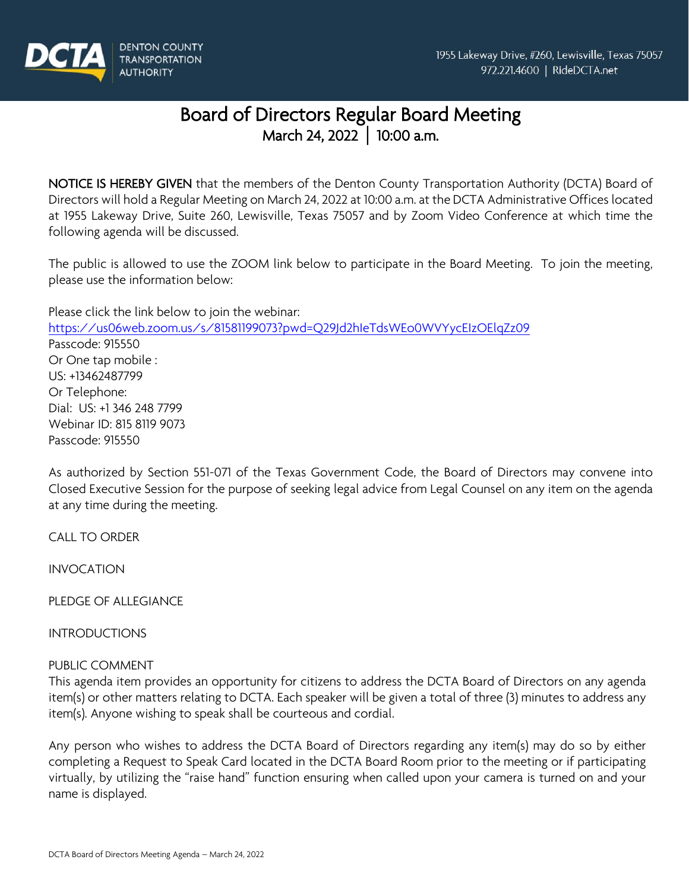DCTA DENTON COUNTY TRANSPORTATION AUTHORITY

1955 Lakeway Drive, #260, Lewisville, Texas 75057
972.221.4600 | RideDCTA.net

# Board of Directors Regular Board Meeting

## March 24, 2022 | 10:00 a.m.

**NOTICE IS HEREBY GIVEN** that the members of the Denton County Transportation Authority (DCTA) Board of Directors will hold a Regular Meeting on March 24, 2022 at 10:00 a.m. at the DCTA Administrative Offices located at 1955 Lakeway Drive, Suite 260, Lewisville, Texas 75057 and by Zoom Video Conference at which time the following agenda will be discussed.

The public is allowed to use the ZOOM link below to participate in the Board Meeting. To join the meeting, please use the information below:

Please click the link below to join the webinar:
https://us06web.zoom.us/s/81581199073?pwd=Q29Jd2hIeTdsWEo0WVYycElzOElqZz09
Passcode: 915550
Or One tap mobile :
US: +13462487799
Or Telephone:
Dial: US: +1 346 248 7799
Webinar ID: 815 8119 9073
Passcode: 915550

As authorized by Section 551-071 of the Texas Government Code, the Board of Directors may convene into Closed Executive Session for the purpose of seeking legal advice from Legal Counsel on any item on the agenda at any time during the meeting.

CALL TO ORDER

INVOCATION

PLEDGE OF ALLEGIANCE

INTRODUCTIONS

PUBLIC COMMENT
This agenda item provides an opportunity for citizens to address the DCTA Board of Directors on any agenda item(s) or other matters relating to DCTA. Each speaker will be given a total of three (3) minutes to address any item(s). Anyone wishing to speak shall be courteous and cordial.

Any person who wishes to address the DCTA Board of Directors regarding any item(s) may do so by either completing a Request to Speak Card located in the DCTA Board Room prior to the meeting or if participating virtually, by utilizing the "raise hand" function ensuring when called upon your camera is turned on and your name is displayed.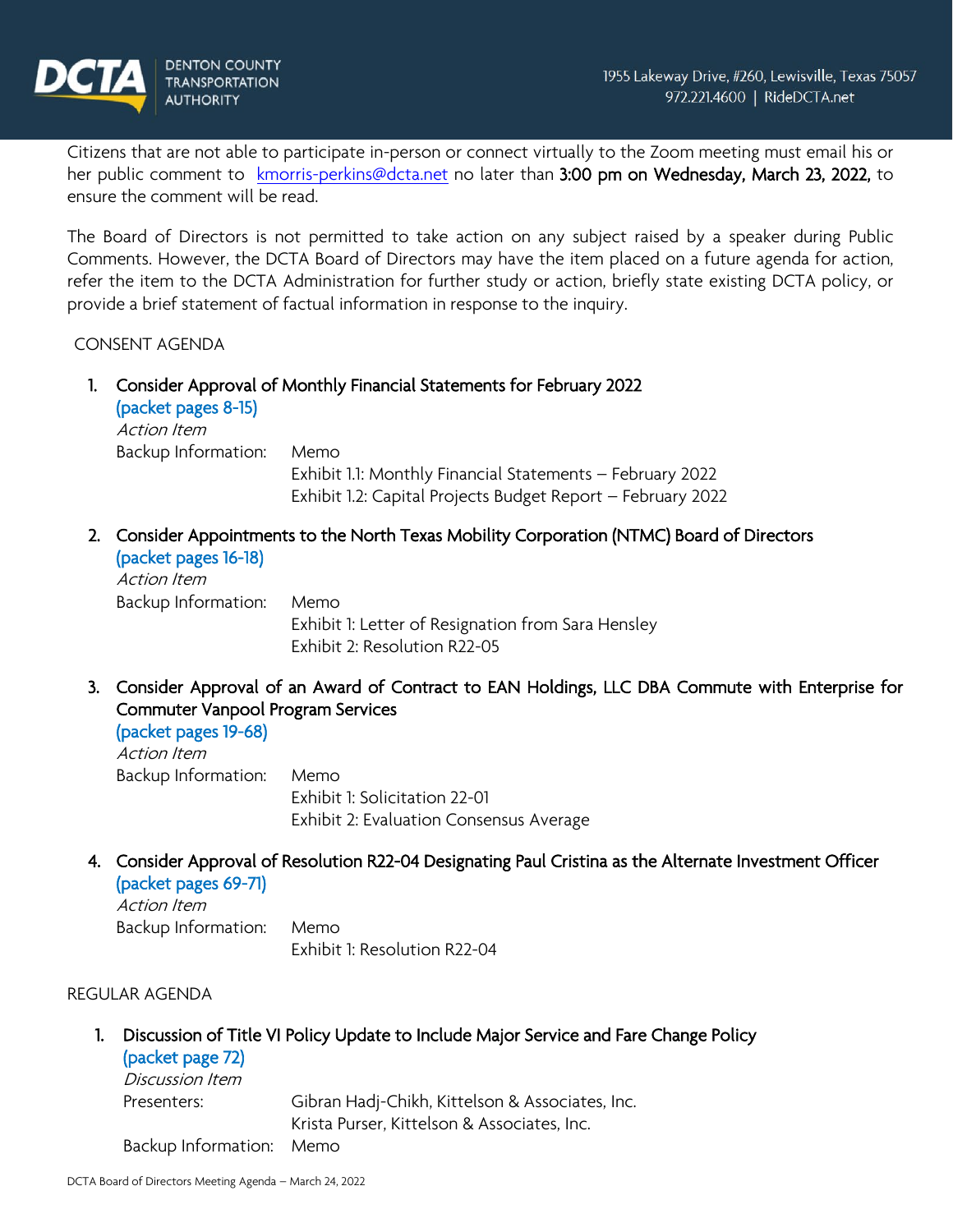Citizens that are not able to participate in-person or connect virtually to the Zoom meeting must email his or her public comment to kmorris-perkins@dcta.net no later than **3:00 pm on Wednesday, March 23, 2022,** to ensure the comment will be read.

The Board of Directors is not permitted to take action on any subject raised by a speaker during Public Comments. However, the DCTA Board of Directors may have the item placed on a future agenda for action, refer the item to the DCTA Administration for further study or action, briefly state existing DCTA policy, or provide a brief statement of factual information in response to the inquiry.

CONSENT AGENDA

1. **Consider Approval of Monthly Financial Statements for February 2022**
   (packet pages 8-15)
   *Action Item*
   Backup Information: Memo
   Exhibit 1.1: Monthly Financial Statements – February 2022
   Exhibit 1.2: Capital Projects Budget Report – February 2022

2. **Consider Appointments to the North Texas Mobility Corporation (NTMC) Board of Directors**
   (packet pages 16-18)
   *Action Item*
   Backup Information: Memo
   Exhibit 1: Letter of Resignation from Sara Hensley
   Exhibit 2: Resolution R22-05

3. **Consider Approval of an Award of Contract to EAN Holdings, LLC DBA Commute with Enterprise for Commuter Vanpool Program Services**
   (packet pages 19-68)
   *Action Item*
   Backup Information: Memo
   Exhibit 1: Solicitation 22-01
   Exhibit 2: Evaluation Consensus Average

4. **Consider Approval of Resolution R22-04 Designating Paul Cristina as the Alternate Investment Officer**
   (packet pages 69-71)
   *Action Item*
   Backup Information: Memo
   Exhibit 1: Resolution R22-04

REGULAR AGENDA

1. **Discussion of Title VI Policy Update to Include Major Service and Fare Change Policy**
   (packet page 72)
   *Discussion Item*
   Presenters: Gibran Hadj-Chikh, Kittelson & Associates, Inc.
   Krista Purser, Kittelson & Associates, Inc.
   Backup Information: Memo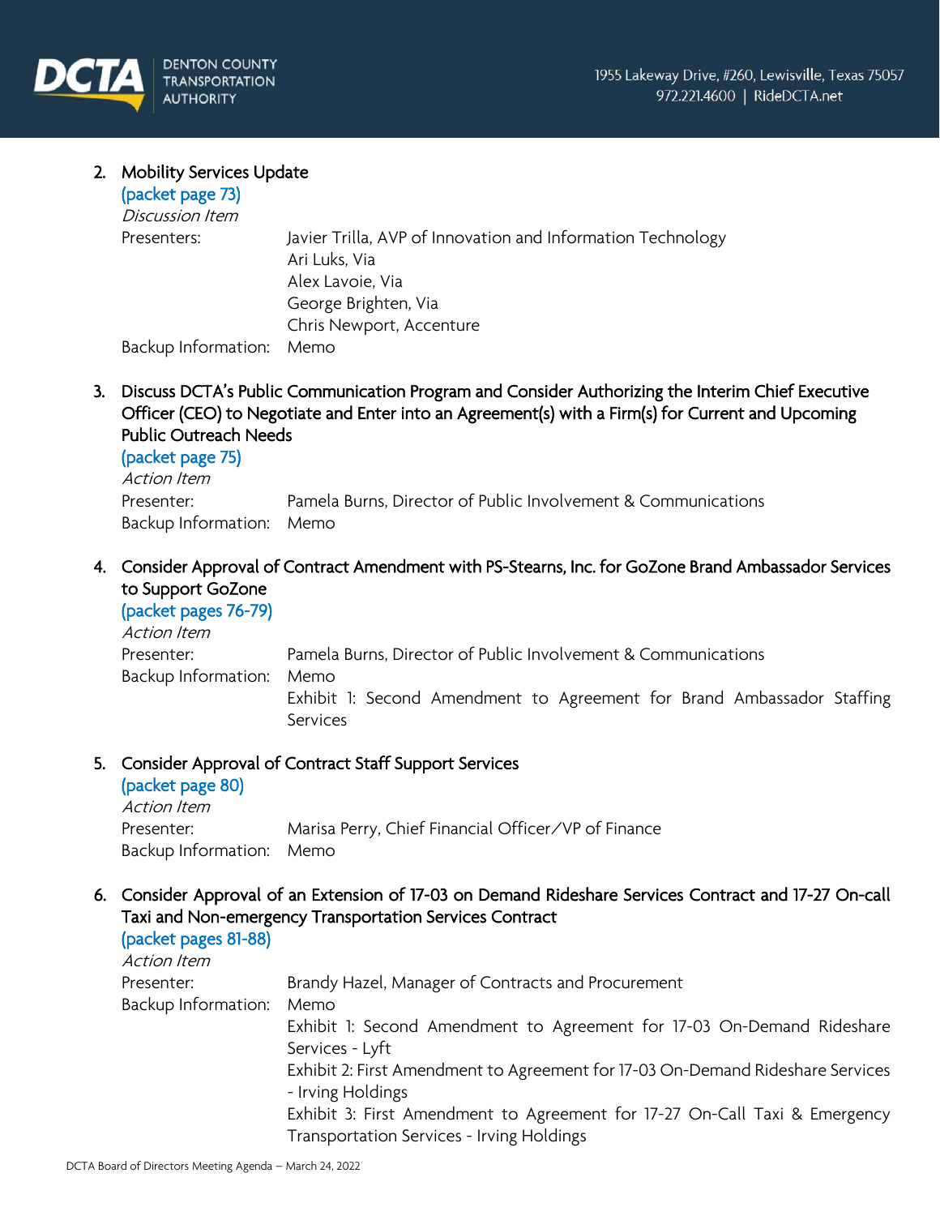2. **Mobility Services Update**
   (packet page 73)
   *Discussion Item*
   Presenters: Javier Trilla, AVP of Innovation and Information Technology
   Ari Luks, Via
   Alex Lavoie, Via
   George Brighten, Via
   Chris Newport, Accenture
   Backup Information: Memo

3. **Discuss DCTA's Public Communication Program and Consider Authorizing the Interim Chief Executive Officer (CEO) to Negotiate and Enter into an Agreement(s) with a Firm(s) for Current and Upcoming Public Outreach Needs**
   (packet page 75)
   *Action Item*
   Presenter: Pamela Burns, Director of Public Involvement & Communications
   Backup Information: Memo

4. **Consider Approval of Contract Amendment with PS-Stearns, Inc. for GoZone Brand Ambassador Services to Support GoZone**
   (packet pages 76-79)
   *Action Item*
   Presenter: Pamela Burns, Director of Public Involvement & Communications
   Backup Information: Memo
   Exhibit 1: Second Amendment to Agreement for Brand Ambassador Staffing Services

5. **Consider Approval of Contract Staff Support Services**
   (packet page 80)
   *Action Item*
   Presenter: Marisa Perry, Chief Financial Officer/VP of Finance
   Backup Information: Memo

6. **Consider Approval of an Extension of 17-03 on Demand Rideshare Services Contract and 17-27 On-call Taxi and Non-emergency Transportation Services Contract**
   (packet pages 81-88)
   *Action Item*
   Presenter: Brandy Hazel, Manager of Contracts and Procurement
   Backup Information: Memo
   Exhibit 1: Second Amendment to Agreement for 17-03 On-Demand Rideshare Services - Lyft
   Exhibit 2: First Amendment to Agreement for 17-03 On-Demand Rideshare Services - Irving Holdings
   Exhibit 3: First Amendment to Agreement for 17-27 On-Call Taxi & Emergency Transportation Services - Irving Holdings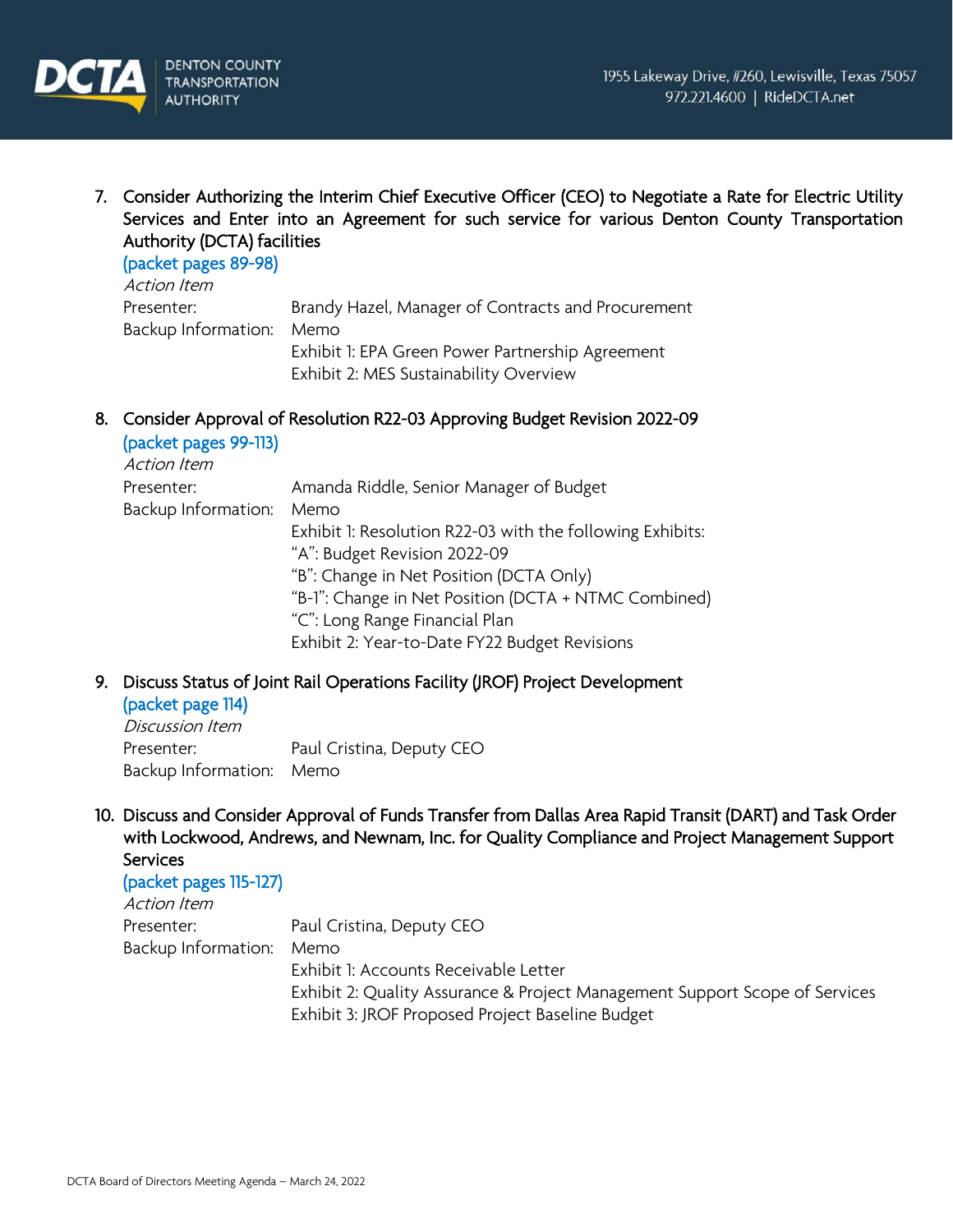7. **Consider Authorizing the Interim Chief Executive Officer (CEO) to Negotiate a Rate for Electric Utility Services and Enter into an Agreement for such service for various Denton County Transportation Authority (DCTA) facilities**
   (packet pages 89-98)
   *Action Item*
   Presenter: Brandy Hazel, Manager of Contracts and Procurement
   Backup Information: Memo
   Exhibit 1: EPA Green Power Partnership Agreement
   Exhibit 2: MES Sustainability Overview

8. **Consider Approval of Resolution R22-03 Approving Budget Revision 2022-09**
   (packet pages 99-113)
   *Action Item*
   Presenter: Amanda Riddle, Senior Manager of Budget
   Backup Information: Memo
   Exhibit 1: Resolution R22-03 with the following Exhibits:
   "A": Budget Revision 2022-09
   "B": Change in Net Position (DCTA Only)
   "B-1": Change in Net Position (DCTA + NTMC Combined)
   "C": Long Range Financial Plan
   Exhibit 2: Year-to-Date FY22 Budget Revisions

9. **Discuss Status of Joint Rail Operations Facility (JROF) Project Development**
   (packet page 114)
   *Discussion Item*
   Presenter: Paul Cristina, Deputy CEO
   Backup Information: Memo

10. **Discuss and Consider Approval of Funds Transfer from Dallas Area Rapid Transit (DART) and Task Order with Lockwood, Andrews, and Newnam, Inc. for Quality Compliance and Project Management Support Services**
    (packet pages 115-127)
    *Action Item*
    Presenter: Paul Cristina, Deputy CEO
    Backup Information: Memo
    Exhibit 1: Accounts Receivable Letter
    Exhibit 2: Quality Assurance & Project Management Support Scope of Services
    Exhibit 3: JROF Proposed Project Baseline Budget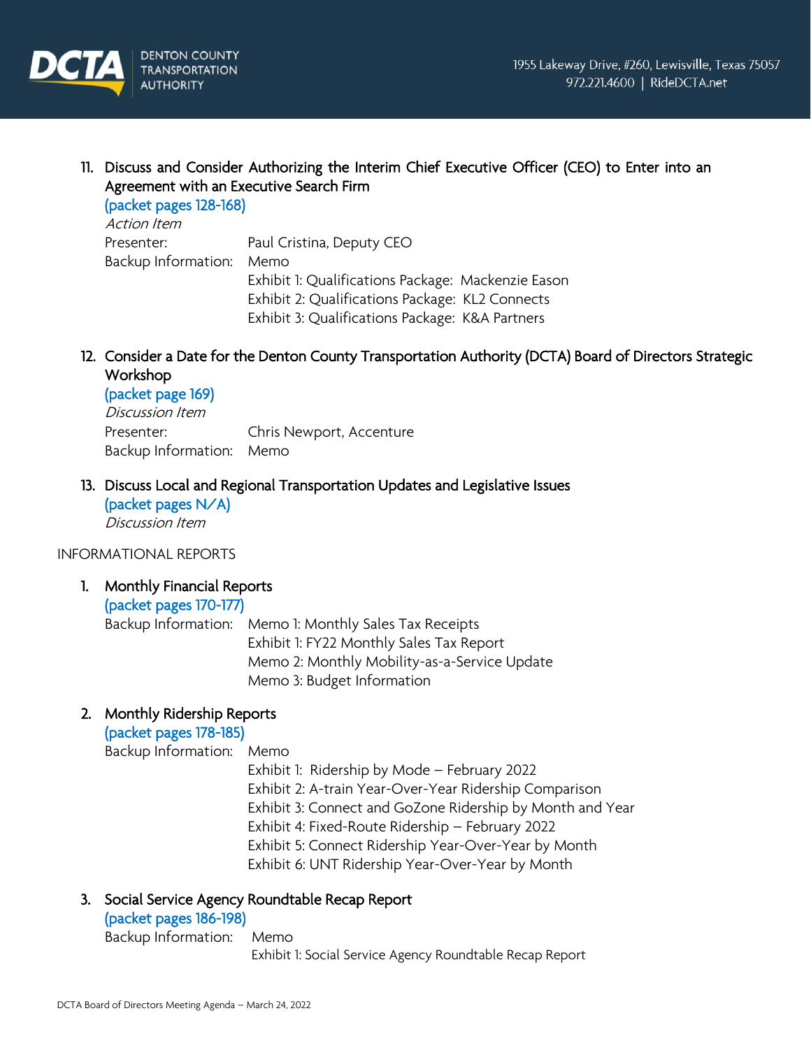11. **Discuss and Consider Authorizing the Interim Chief Executive Officer (CEO) to Enter into an Agreement with an Executive Search Firm**
    (packet pages 128-168)
    *Action Item*
    Presenter: Paul Cristina, Deputy CEO
    Backup Information: Memo
    Exhibit 1: Qualifications Package: Mackenzie Eason
    Exhibit 2: Qualifications Package: KL2 Connects
    Exhibit 3: Qualifications Package: K&A Partners

12. **Consider a Date for the Denton County Transportation Authority (DCTA) Board of Directors Strategic Workshop**
    (packet page 169)
    *Discussion Item*
    Presenter: Chris Newport, Accenture
    Backup Information: Memo

13. **Discuss Local and Regional Transportation Updates and Legislative Issues**
    (packet pages N/A)
    *Discussion Item*

INFORMATIONAL REPORTS

1. **Monthly Financial Reports**
   (packet pages 170-177)
   Backup Information: Memo 1: Monthly Sales Tax Receipts
   Exhibit 1: FY22 Monthly Sales Tax Report
   Memo 2: Monthly Mobility-as-a-Service Update
   Memo 3: Budget Information

2. **Monthly Ridership Reports**
   (packet pages 178-185)
   Backup Information: Memo
   Exhibit 1: Ridership by Mode – February 2022
   Exhibit 2: A-train Year-Over-Year Ridership Comparison
   Exhibit 3: Connect and GoZone Ridership by Month and Year
   Exhibit 4: Fixed-Route Ridership – February 2022
   Exhibit 5: Connect Ridership Year-Over-Year by Month
   Exhibit 6: UNT Ridership Year-Over-Year by Month

3. **Social Service Agency Roundtable Recap Report**
   (packet pages 186-198)
   Backup Information: Memo
   Exhibit 1: Social Service Agency Roundtable Recap Report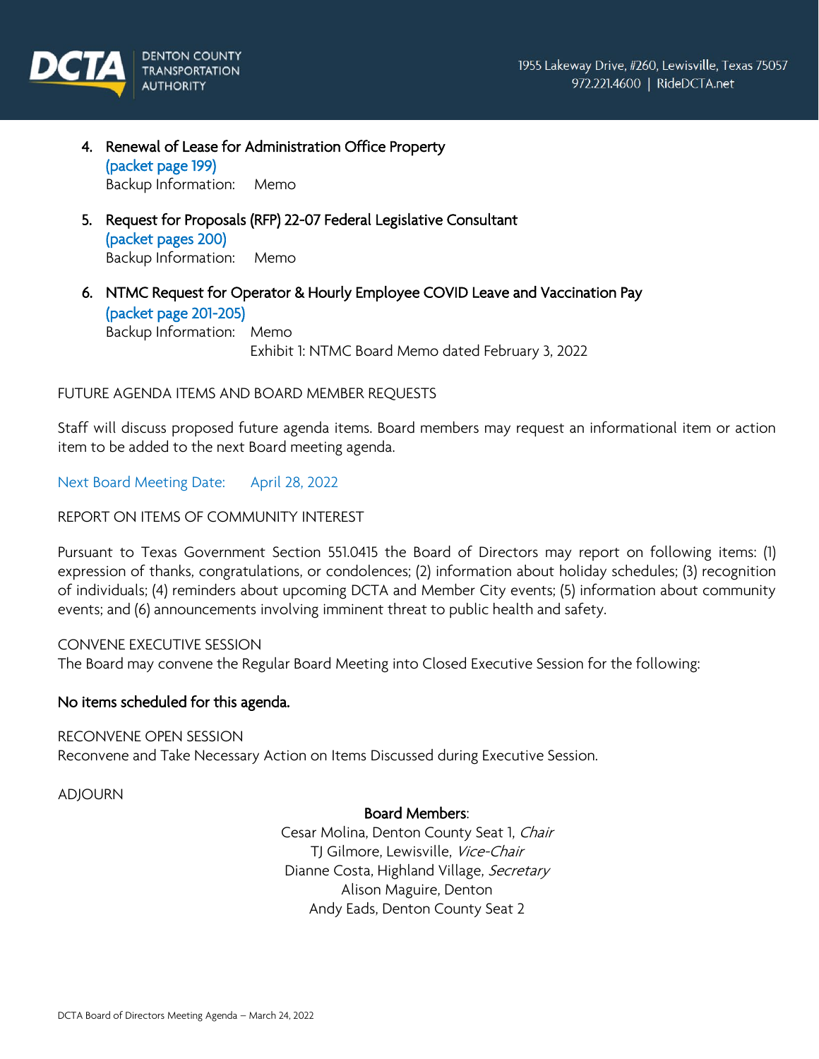4. **Renewal of Lease for Administration Office Property**
   (packet page 199)
   Backup Information: Memo

5. **Request for Proposals (RFP) 22-07 Federal Legislative Consultant**
   (packet pages 200)
   Backup Information: Memo

6. **NTMC Request for Operator & Hourly Employee COVID Leave and Vaccination Pay**
   (packet page 201-205)
   Backup Information: Memo
   Exhibit 1: NTMC Board Memo dated February 3, 2022

FUTURE AGENDA ITEMS AND BOARD MEMBER REQUESTS

Staff will discuss proposed future agenda items. Board members may request an informational item or action item to be added to the next Board meeting agenda.

Next Board Meeting Date: April 28, 2022

REPORT ON ITEMS OF COMMUNITY INTEREST

Pursuant to Texas Government Section 551.0415 the Board of Directors may report on following items: (1) expression of thanks, congratulations, or condolences; (2) information about holiday schedules; (3) recognition of individuals; (4) reminders about upcoming DCTA and Member City events; (5) information about community events; and (6) announcements involving imminent threat to public health and safety.

CONVENE EXECUTIVE SESSION
The Board may convene the Regular Board Meeting into Closed Executive Session for the following:

**No items scheduled for this agenda.**

RECONVENE OPEN SESSION
Reconvene and Take Necessary Action on Items Discussed during Executive Session.

ADJOURN

**Board Members**:
Cesar Molina, Denton County Seat 1, *Chair*
TJ Gilmore, Lewisville, *Vice-Chair*
Dianne Costa, Highland Village, *Secretary*
Alison Maguire, Denton
Andy Eads, Denton County Seat 2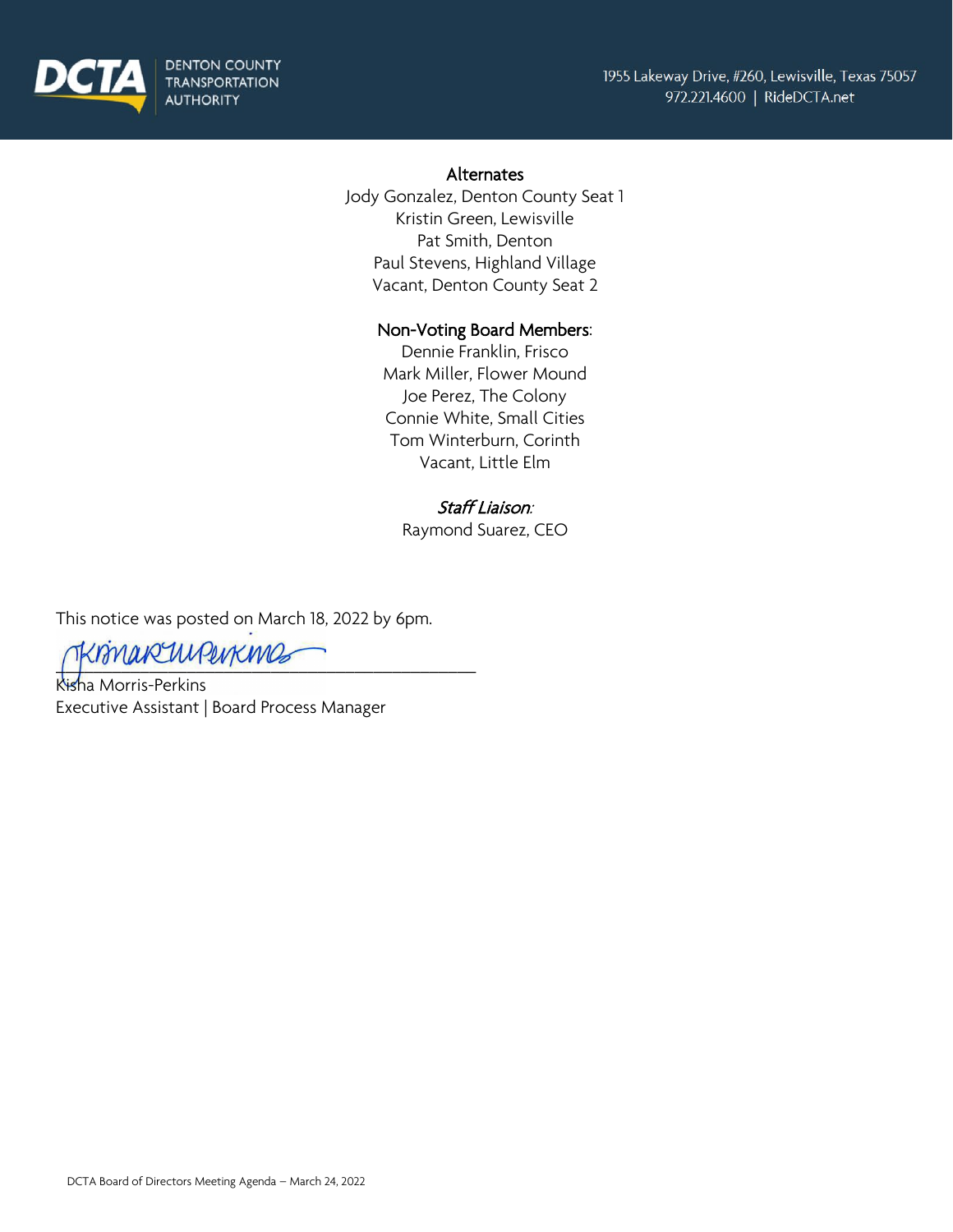**Alternates**

Jody Gonzalez, Denton County Seat 1
Kristin Green, Lewisville
Pat Smith, Denton
Paul Stevens, Highland Village
Vacant, Denton County Seat 2

**Non-Voting Board Members**:

Dennie Franklin, Frisco
Mark Miller, Flower Mound
Joe Perez, The Colony
Connie White, Small Cities
Tom Winterburn, Corinth
Vacant, Little Elm

***Staff Liaison:***

Raymond Suarez, CEO

This notice was posted on March 18, 2022 by 6pm.

_______________________________________
Kisha Morris-Perkins
Executive Assistant | Board Process Manager